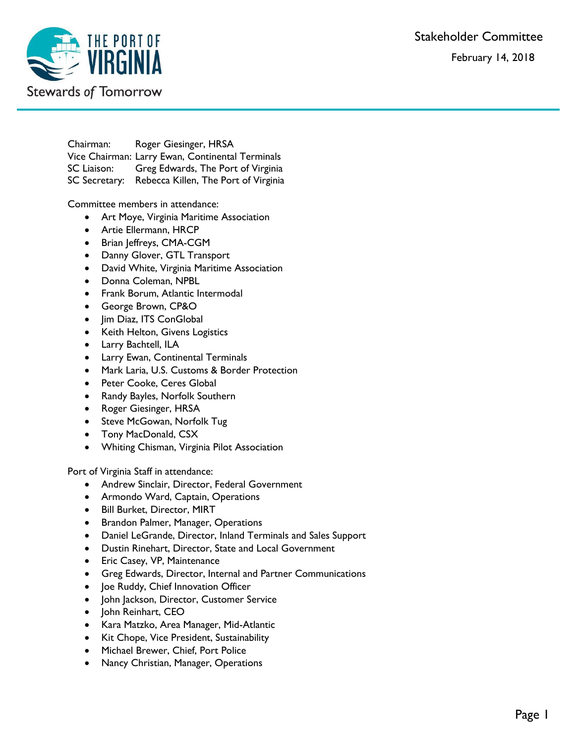# Stakeholder Committee

February 14, 2018

Chairman: Roger Giesinger, HRSA
Vice Chairman: Larry Ewan, Continental Terminals
SC Liaison: Greg Edwards, The Port of Virginia
SC Secretary: Rebecca Killen, The Port of Virginia

Committee members in attendance:

- Art Moye, Virginia Maritime Association
- Artie Ellermann, HRCP
- Brian Jeffreys, CMA-CGM
- Danny Glover, GTL Transport
- David White, Virginia Maritime Association
- Donna Coleman, NPBL
- Frank Borum, Atlantic Intermodal
- George Brown, CP&O
- Jim Diaz, ITS ConGlobal
- Keith Helton, Givens Logistics
- Larry Bachtell, ILA
- Larry Ewan, Continental Terminals
- Mark Laria, U.S. Customs & Border Protection
- Peter Cooke, Ceres Global
- Randy Bayles, Norfolk Southern
- Roger Giesinger, HRSA
- Steve McGowan, Norfolk Tug
- Tony MacDonald, CSX
- Whiting Chisman, Virginia Pilot Association

Port of Virginia Staff in attendance:

- Andrew Sinclair, Director, Federal Government
- Armondo Ward, Captain, Operations
- Bill Burket, Director, MIRT
- Brandon Palmer, Manager, Operations
- Daniel LeGrande, Director, Inland Terminals and Sales Support
- Dustin Rinehart, Director, State and Local Government
- Eric Casey, VP, Maintenance
- Greg Edwards, Director, Internal and Partner Communications
- Joe Ruddy, Chief Innovation Officer
- John Jackson, Director, Customer Service
- John Reinhart, CEO
- Kara Matzko, Area Manager, Mid-Atlantic
- Kit Chope, Vice President, Sustainability
- Michael Brewer, Chief, Port Police
- Nancy Christian, Manager, Operations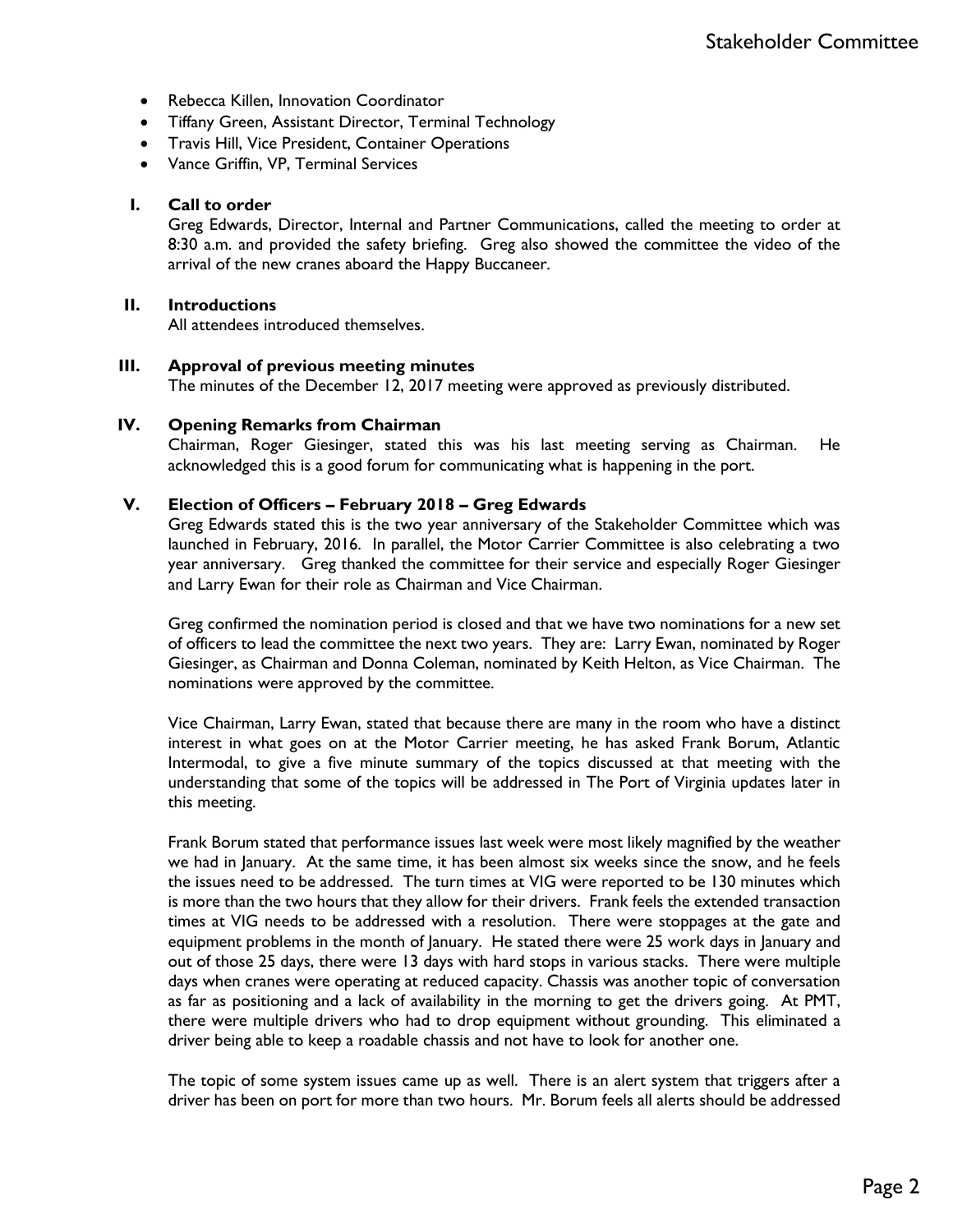- Rebecca Killen, Innovation Coordinator
- Tiffany Green, Assistant Director, Terminal Technology
- Travis Hill, Vice President, Container Operations
- Vance Griffin, VP, Terminal Services

**I. Call to order**

Greg Edwards, Director, Internal and Partner Communications, called the meeting to order at 8:30 a.m. and provided the safety briefing. Greg also showed the committee the video of the arrival of the new cranes aboard the Happy Buccaneer.

**II. Introductions**

All attendees introduced themselves.

**III. Approval of previous meeting minutes**

The minutes of the December 12, 2017 meeting were approved as previously distributed.

**IV. Opening Remarks from Chairman**

Chairman, Roger Giesinger, stated this was his last meeting serving as Chairman. He acknowledged this is a good forum for communicating what is happening in the port.

**V. Election of Officers – February 2018 – Greg Edwards**

Greg Edwards stated this is the two year anniversary of the Stakeholder Committee which was launched in February, 2016. In parallel, the Motor Carrier Committee is also celebrating a two year anniversary. Greg thanked the committee for their service and especially Roger Giesinger and Larry Ewan for their role as Chairman and Vice Chairman.

Greg confirmed the nomination period is closed and that we have two nominations for a new set of officers to lead the committee the next two years. They are: Larry Ewan, nominated by Roger Giesinger, as Chairman and Donna Coleman, nominated by Keith Helton, as Vice Chairman. The nominations were approved by the committee.

Vice Chairman, Larry Ewan, stated that because there are many in the room who have a distinct interest in what goes on at the Motor Carrier meeting, he has asked Frank Borum, Atlantic Intermodal, to give a five minute summary of the topics discussed at that meeting with the understanding that some of the topics will be addressed in The Port of Virginia updates later in this meeting.

Frank Borum stated that performance issues last week were most likely magnified by the weather we had in January. At the same time, it has been almost six weeks since the snow, and he feels the issues need to be addressed. The turn times at VIG were reported to be 130 minutes which is more than the two hours that they allow for their drivers. Frank feels the extended transaction times at VIG needs to be addressed with a resolution. There were stoppages at the gate and equipment problems in the month of January. He stated there were 25 work days in January and out of those 25 days, there were 13 days with hard stops in various stacks. There were multiple days when cranes were operating at reduced capacity. Chassis was another topic of conversation as far as positioning and a lack of availability in the morning to get the drivers going. At PMT, there were multiple drivers who had to drop equipment without grounding. This eliminated a driver being able to keep a roadable chassis and not have to look for another one.

The topic of some system issues came up as well. There is an alert system that triggers after a driver has been on port for more than two hours. Mr. Borum feels all alerts should be addressed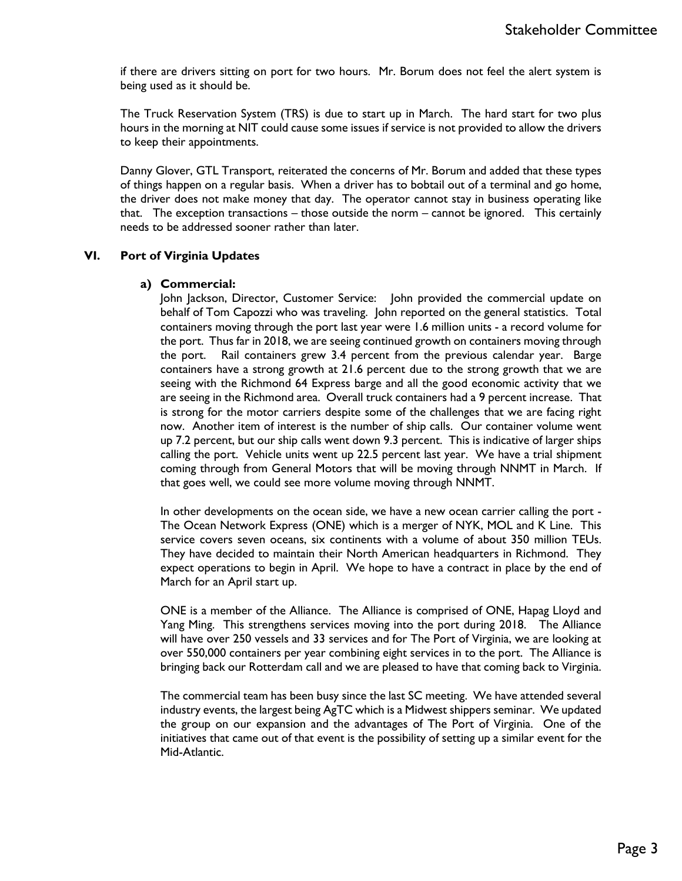if there are drivers sitting on port for two hours. Mr. Borum does not feel the alert system is being used as it should be.

The Truck Reservation System (TRS) is due to start up in March. The hard start for two plus hours in the morning at NIT could cause some issues if service is not provided to allow the drivers to keep their appointments.

Danny Glover, GTL Transport, reiterated the concerns of Mr. Borum and added that these types of things happen on a regular basis. When a driver has to bobtail out of a terminal and go home, the driver does not make money that day. The operator cannot stay in business operating like that. The exception transactions – those outside the norm – cannot be ignored. This certainly needs to be addressed sooner rather than later.

## VI. Port of Virginia Updates

### a) Commercial:

John Jackson, Director, Customer Service: John provided the commercial update on behalf of Tom Capozzi who was traveling. John reported on the general statistics. Total containers moving through the port last year were 1.6 million units - a record volume for the port. Thus far in 2018, we are seeing continued growth on containers moving through the port. Rail containers grew 3.4 percent from the previous calendar year. Barge containers have a strong growth at 21.6 percent due to the strong growth that we are seeing with the Richmond 64 Express barge and all the good economic activity that we are seeing in the Richmond area. Overall truck containers had a 9 percent increase. That is strong for the motor carriers despite some of the challenges that we are facing right now. Another item of interest is the number of ship calls. Our container volume went up 7.2 percent, but our ship calls went down 9.3 percent. This is indicative of larger ships calling the port. Vehicle units went up 22.5 percent last year. We have a trial shipment coming through from General Motors that will be moving through NNMT in March. If that goes well, we could see more volume moving through NNMT.

In other developments on the ocean side, we have a new ocean carrier calling the port - The Ocean Network Express (ONE) which is a merger of NYK, MOL and K Line. This service covers seven oceans, six continents with a volume of about 350 million TEUs. They have decided to maintain their North American headquarters in Richmond. They expect operations to begin in April. We hope to have a contract in place by the end of March for an April start up.

ONE is a member of the Alliance. The Alliance is comprised of ONE, Hapag Lloyd and Yang Ming. This strengthens services moving into the port during 2018. The Alliance will have over 250 vessels and 33 services and for The Port of Virginia, we are looking at over 550,000 containers per year combining eight services in to the port. The Alliance is bringing back our Rotterdam call and we are pleased to have that coming back to Virginia.

The commercial team has been busy since the last SC meeting. We have attended several industry events, the largest being AgTC which is a Midwest shippers seminar. We updated the group on our expansion and the advantages of The Port of Virginia. One of the initiatives that came out of that event is the possibility of setting up a similar event for the Mid-Atlantic.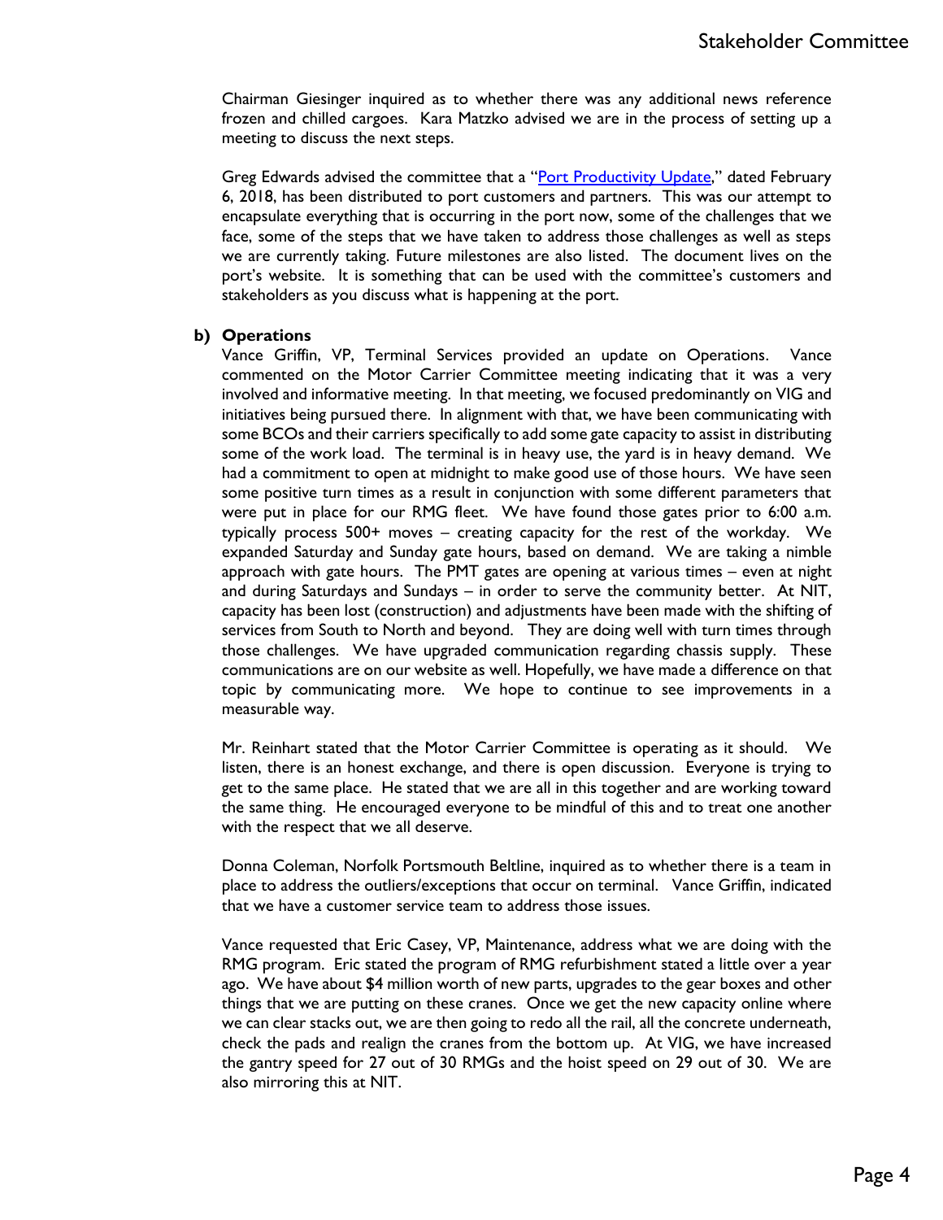Chairman Giesinger inquired as to whether there was any additional news reference frozen and chilled cargoes. Kara Matzko advised we are in the process of setting up a meeting to discuss the next steps.

Greg Edwards advised the committee that a "Port Productivity Update," dated February 6, 2018, has been distributed to port customers and partners. This was our attempt to encapsulate everything that is occurring in the port now, some of the challenges that we face, some of the steps that we have taken to address those challenges as well as steps we are currently taking. Future milestones are also listed. The document lives on the port's website. It is something that can be used with the committee's customers and stakeholders as you discuss what is happening at the port.

**b) Operations**

Vance Griffin, VP, Terminal Services provided an update on Operations. Vance commented on the Motor Carrier Committee meeting indicating that it was a very involved and informative meeting. In that meeting, we focused predominantly on VIG and initiatives being pursued there. In alignment with that, we have been communicating with some BCOs and their carriers specifically to add some gate capacity to assist in distributing some of the work load. The terminal is in heavy use, the yard is in heavy demand. We had a commitment to open at midnight to make good use of those hours. We have seen some positive turn times as a result in conjunction with some different parameters that were put in place for our RMG fleet. We have found those gates prior to 6:00 a.m. typically process 500+ moves – creating capacity for the rest of the workday. We expanded Saturday and Sunday gate hours, based on demand. We are taking a nimble approach with gate hours. The PMT gates are opening at various times – even at night and during Saturdays and Sundays – in order to serve the community better. At NIT, capacity has been lost (construction) and adjustments have been made with the shifting of services from South to North and beyond. They are doing well with turn times through those challenges. We have upgraded communication regarding chassis supply. These communications are on our website as well. Hopefully, we have made a difference on that topic by communicating more. We hope to continue to see improvements in a measurable way.

Mr. Reinhart stated that the Motor Carrier Committee is operating as it should. We listen, there is an honest exchange, and there is open discussion. Everyone is trying to get to the same place. He stated that we are all in this together and are working toward the same thing. He encouraged everyone to be mindful of this and to treat one another with the respect that we all deserve.

Donna Coleman, Norfolk Portsmouth Beltline, inquired as to whether there is a team in place to address the outliers/exceptions that occur on terminal. Vance Griffin, indicated that we have a customer service team to address those issues.

Vance requested that Eric Casey, VP, Maintenance, address what we are doing with the RMG program. Eric stated the program of RMG refurbishment stated a little over a year ago. We have about $4 million worth of new parts, upgrades to the gear boxes and other things that we are putting on these cranes. Once we get the new capacity online where we can clear stacks out, we are then going to redo all the rail, all the concrete underneath, check the pads and realign the cranes from the bottom up. At VIG, we have increased the gantry speed for 27 out of 30 RMGs and the hoist speed on 29 out of 30. We are also mirroring this at NIT.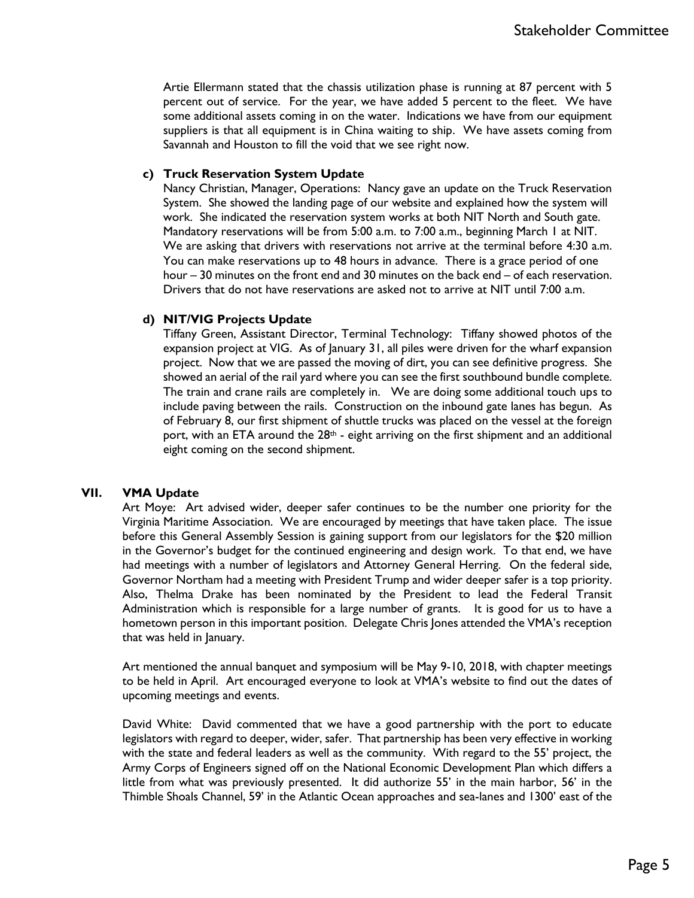Artie Ellermann stated that the chassis utilization phase is running at 87 percent with 5 percent out of service. For the year, we have added 5 percent to the fleet. We have some additional assets coming in on the water. Indications we have from our equipment suppliers is that all equipment is in China waiting to ship. We have assets coming from Savannah and Houston to fill the void that we see right now.

**c) Truck Reservation System Update**

Nancy Christian, Manager, Operations: Nancy gave an update on the Truck Reservation System. She showed the landing page of our website and explained how the system will work. She indicated the reservation system works at both NIT North and South gate. Mandatory reservations will be from 5:00 a.m. to 7:00 a.m., beginning March 1 at NIT. We are asking that drivers with reservations not arrive at the terminal before 4:30 a.m. You can make reservations up to 48 hours in advance. There is a grace period of one hour – 30 minutes on the front end and 30 minutes on the back end – of each reservation. Drivers that do not have reservations are asked not to arrive at NIT until 7:00 a.m.

**d) NIT/VIG Projects Update**

Tiffany Green, Assistant Director, Terminal Technology: Tiffany showed photos of the expansion project at VIG. As of January 31, all piles were driven for the wharf expansion project. Now that we are passed the moving of dirt, you can see definitive progress. She showed an aerial of the rail yard where you can see the first southbound bundle complete. The train and crane rails are completely in. We are doing some additional touch ups to include paving between the rails. Construction on the inbound gate lanes has begun. As of February 8, our first shipment of shuttle trucks was placed on the vessel at the foreign port, with an ETA around the 28th - eight arriving on the first shipment and an additional eight coming on the second shipment.

## VII. VMA Update

Art Moye: Art advised wider, deeper safer continues to be the number one priority for the Virginia Maritime Association. We are encouraged by meetings that have taken place. The issue before this General Assembly Session is gaining support from our legislators for the $20 million in the Governor's budget for the continued engineering and design work. To that end, we have had meetings with a number of legislators and Attorney General Herring. On the federal side, Governor Northam had a meeting with President Trump and wider deeper safer is a top priority. Also, Thelma Drake has been nominated by the President to lead the Federal Transit Administration which is responsible for a large number of grants. It is good for us to have a hometown person in this important position. Delegate Chris Jones attended the VMA's reception that was held in January.

Art mentioned the annual banquet and symposium will be May 9-10, 2018, with chapter meetings to be held in April. Art encouraged everyone to look at VMA's website to find out the dates of upcoming meetings and events.

David White: David commented that we have a good partnership with the port to educate legislators with regard to deeper, wider, safer. That partnership has been very effective in working with the state and federal leaders as well as the community. With regard to the 55' project, the Army Corps of Engineers signed off on the National Economic Development Plan which differs a little from what was previously presented. It did authorize 55' in the main harbor, 56' in the Thimble Shoals Channel, 59' in the Atlantic Ocean approaches and sea-lanes and 1300' east of the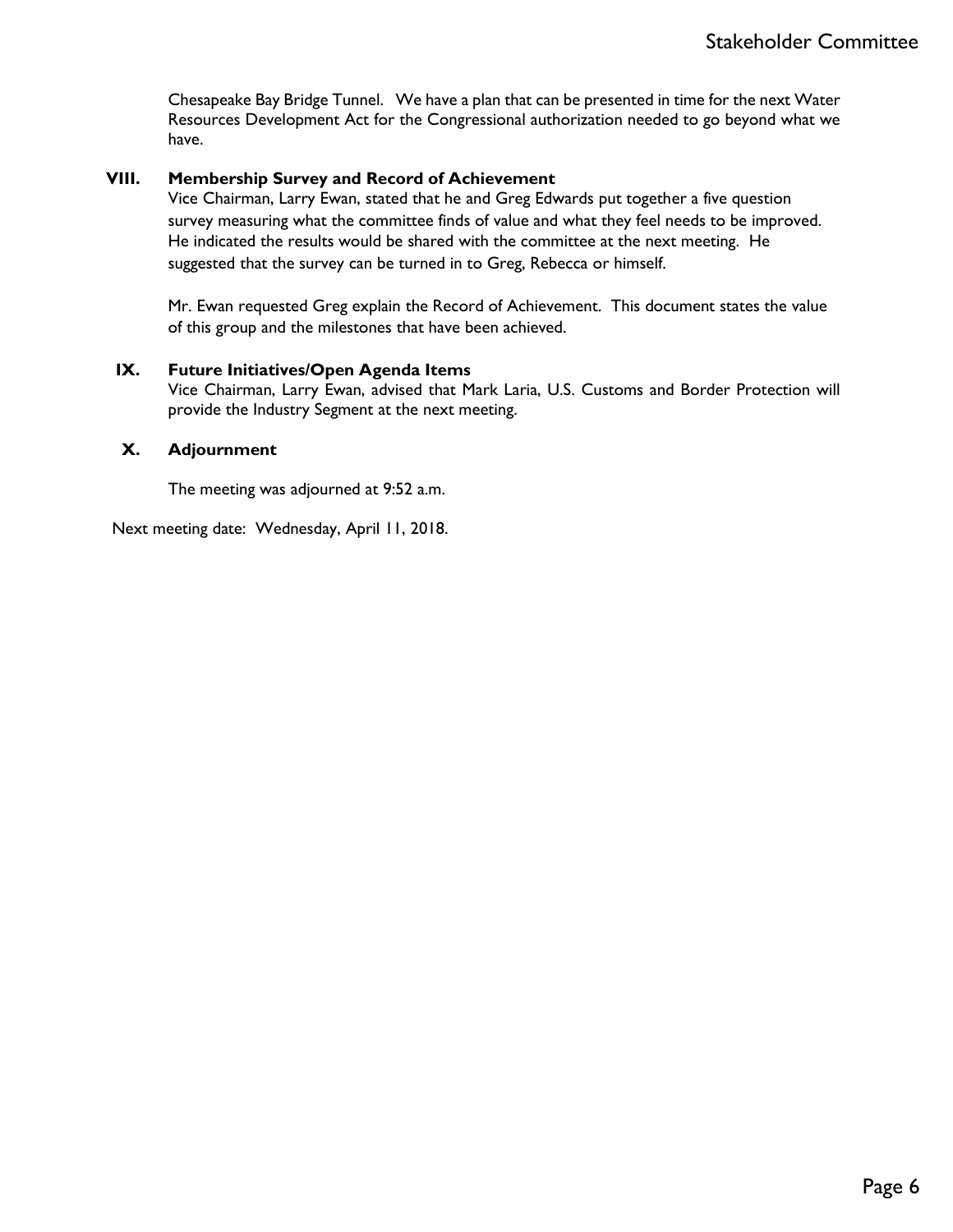Chesapeake Bay Bridge Tunnel. We have a plan that can be presented in time for the next Water Resources Development Act for the Congressional authorization needed to go beyond what we have.

**VIII. Membership Survey and Record of Achievement**

Vice Chairman, Larry Ewan, stated that he and Greg Edwards put together a five question survey measuring what the committee finds of value and what they feel needs to be improved. He indicated the results would be shared with the committee at the next meeting. He suggested that the survey can be turned in to Greg, Rebecca or himself.

Mr. Ewan requested Greg explain the Record of Achievement. This document states the value of this group and the milestones that have been achieved.

**IX. Future Initiatives/Open Agenda Items**

Vice Chairman, Larry Ewan, advised that Mark Laria, U.S. Customs and Border Protection will provide the Industry Segment at the next meeting.

**X. Adjournment**

The meeting was adjourned at 9:52 a.m.

Next meeting date: Wednesday, April 11, 2018.